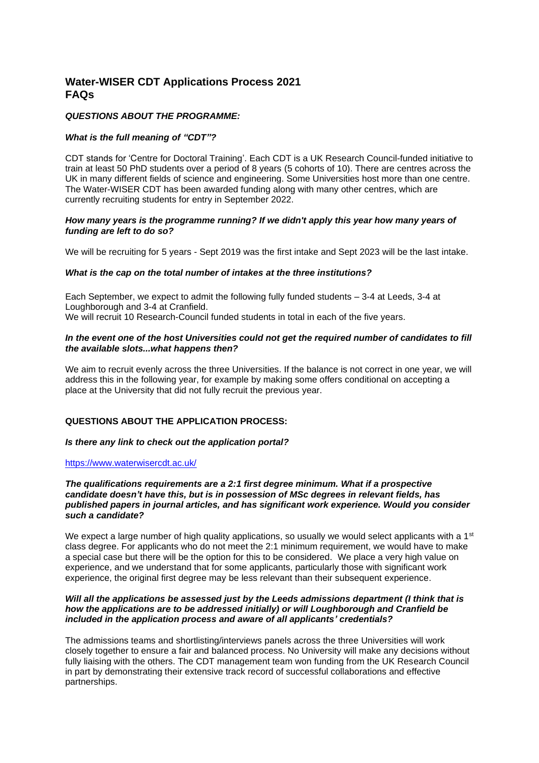# Water-WISER CDT Applications Process 2021
# FAQs

## *QUESTIONS ABOUT THE PROGRAMME:*

### *What is the full meaning of "CDT"?*

CDT stands for 'Centre for Doctoral Training'. Each CDT is a UK Research Council-funded initiative to train at least 50 PhD students over a period of 8 years (5 cohorts of 10). There are centres across the UK in many different fields of science and engineering. Some Universities host more than one centre. The Water-WISER CDT has been awarded funding along with many other centres, which are currently recruiting students for entry in September 2022.

### *How many years is the programme running? If we didn't apply this year how many years of funding are left to do so?*

We will be recruiting for 5 years - Sept 2019 was the first intake and Sept 2023 will be the last intake.

### *What is the cap on the total number of intakes at the three institutions?*

Each September, we expect to admit the following fully funded students – 3-4 at Leeds, 3-4 at Loughborough and 3-4 at Cranfield.
We will recruit 10 Research-Council funded students in total in each of the five years.

### *In the event one of the host Universities could not get the required number of candidates to fill the available slots...what happens then?*

We aim to recruit evenly across the three Universities. If the balance is not correct in one year, we will address this in the following year, for example by making some offers conditional on accepting a place at the University that did not fully recruit the previous year.

## QUESTIONS ABOUT THE APPLICATION PROCESS:

### *Is there any link to check out the application portal?*

https://www.waterwisercdt.ac.uk/

### *The qualifications requirements are a 2:1 first degree minimum. What if a prospective candidate doesn't have this, but is in possession of MSc degrees in relevant fields, has published papers in journal articles, and has significant work experience. Would you consider such a candidate?*

We expect a large number of high quality applications, so usually we would select applicants with a 1st class degree. For applicants who do not meet the 2:1 minimum requirement, we would have to make a special case but there will be the option for this to be considered. We place a very high value on experience, and we understand that for some applicants, particularly those with significant work experience, the original first degree may be less relevant than their subsequent experience.

### *Will all the applications be assessed just by the Leeds admissions department (I think that is how the applications are to be addressed initially) or will Loughborough and Cranfield be included in the application process and aware of all applicants' credentials?*

The admissions teams and shortlisting/interviews panels across the three Universities will work closely together to ensure a fair and balanced process. No University will make any decisions without fully liaising with the others. The CDT management team won funding from the UK Research Council in part by demonstrating their extensive track record of successful collaborations and effective partnerships.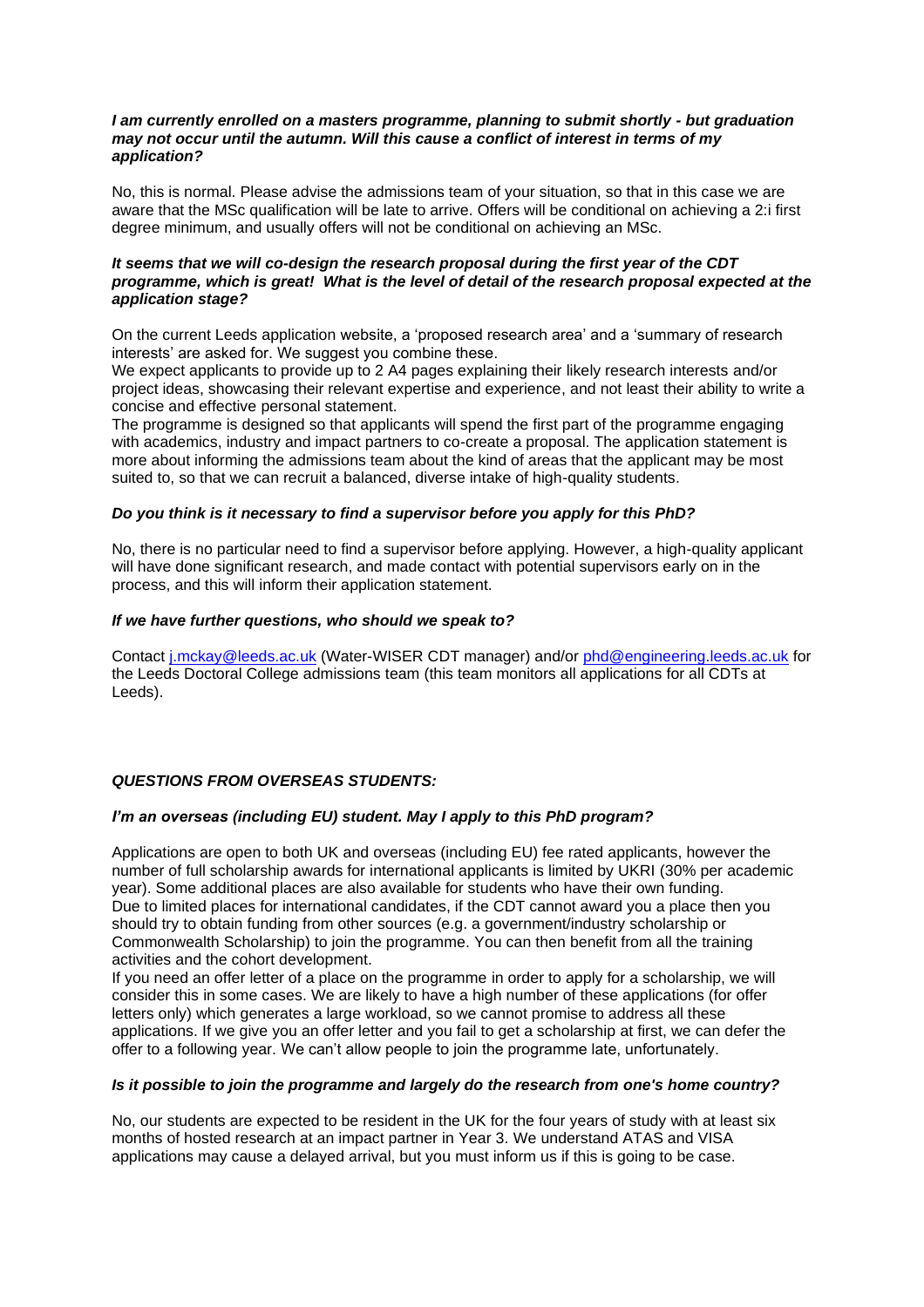***I am currently enrolled on a masters programme, planning to submit shortly - but graduation may not occur until the autumn. Will this cause a conflict of interest in terms of my application?***

No, this is normal. Please advise the admissions team of your situation, so that in this case we are aware that the MSc qualification will be late to arrive. Offers will be conditional on achieving a 2:i first degree minimum, and usually offers will not be conditional on achieving an MSc.

***It seems that we will co-design the research proposal during the first year of the CDT programme, which is great! What is the level of detail of the research proposal expected at the application stage?***

On the current Leeds application website, a 'proposed research area' and a 'summary of research interests' are asked for. We suggest you combine these.
We expect applicants to provide up to 2 A4 pages explaining their likely research interests and/or project ideas, showcasing their relevant expertise and experience, and not least their ability to write a concise and effective personal statement.
The programme is designed so that applicants will spend the first part of the programme engaging with academics, industry and impact partners to co-create a proposal. The application statement is more about informing the admissions team about the kind of areas that the applicant may be most suited to, so that we can recruit a balanced, diverse intake of high-quality students.

***Do you think is it necessary to find a supervisor before you apply for this PhD?***

No, there is no particular need to find a supervisor before applying. However, a high-quality applicant will have done significant research, and made contact with potential supervisors early on in the process, and this will inform their application statement.

***If we have further questions, who should we speak to?***

Contact [j.mckay@leeds.ac.uk](mailto:j.mckay@leeds.ac.uk) (Water-WISER CDT manager) and/or [phd@engineering.leeds.ac.uk](mailto:phd@engineering.leeds.ac.uk) for the Leeds Doctoral College admissions team (this team monitors all applications for all CDTs at Leeds).

***QUESTIONS FROM OVERSEAS STUDENTS:***

***I'm an overseas (including EU) student. May I apply to this PhD program?***

Applications are open to both UK and overseas (including EU) fee rated applicants, however the number of full scholarship awards for international applicants is limited by UKRI (30% per academic year). Some additional places are also available for students who have their own funding.
Due to limited places for international candidates, if the CDT cannot award you a place then you should try to obtain funding from other sources (e.g. a government/industry scholarship or Commonwealth Scholarship) to join the programme. You can then benefit from all the training activities and the cohort development.
If you need an offer letter of a place on the programme in order to apply for a scholarship, we will consider this in some cases. We are likely to have a high number of these applications (for offer letters only) which generates a large workload, so we cannot promise to address all these applications. If we give you an offer letter and you fail to get a scholarship at first, we can defer the offer to a following year. We can't allow people to join the programme late, unfortunately.

***Is it possible to join the programme and largely do the research from one's home country?***

No, our students are expected to be resident in the UK for the four years of study with at least six months of hosted research at an impact partner in Year 3. We understand ATAS and VISA applications may cause a delayed arrival, but you must inform us if this is going to be case.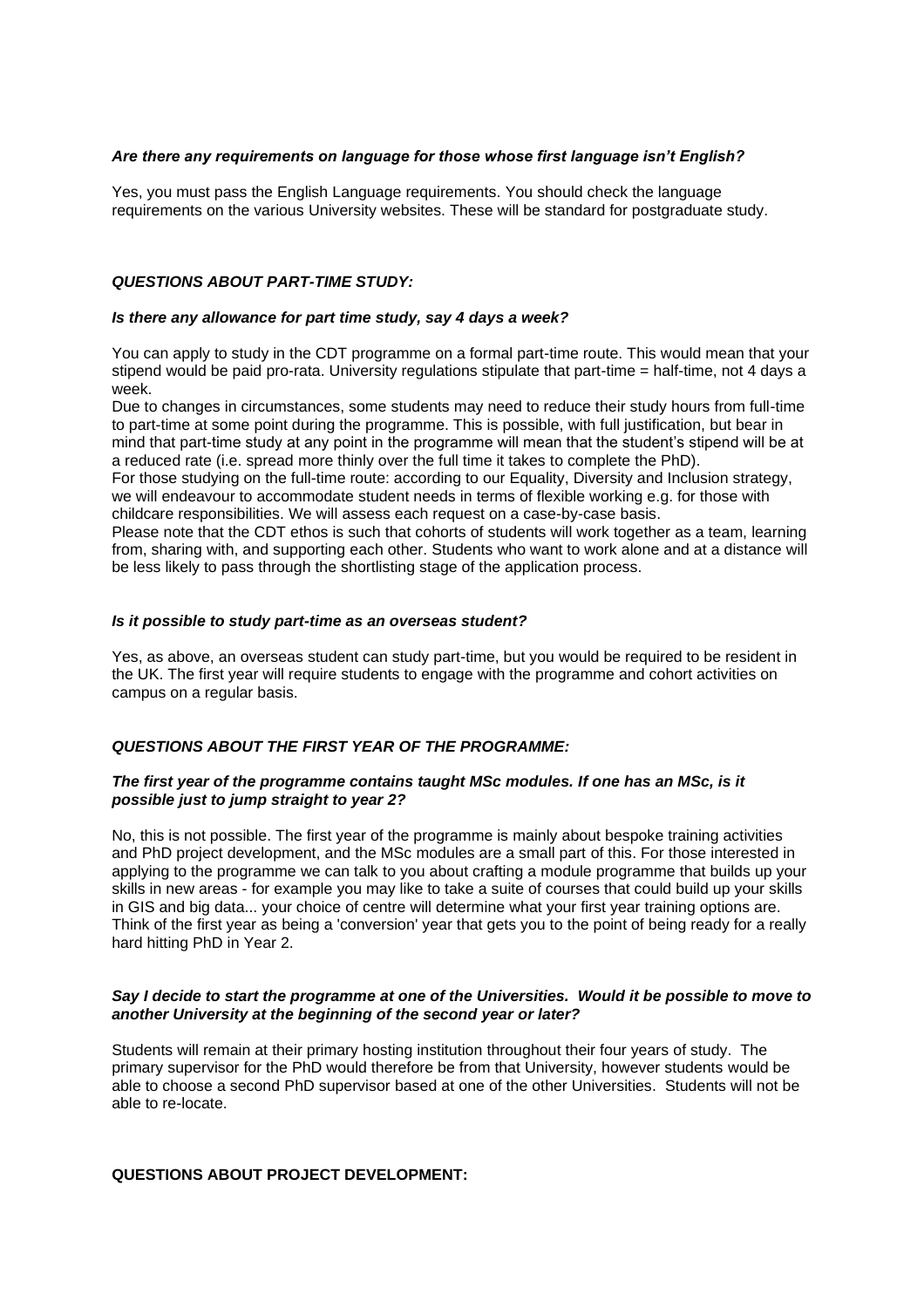***Are there any requirements on language for those whose first language isn't English?***

Yes, you must pass the English Language requirements. You should check the language requirements on the various University websites. These will be standard for postgraduate study.

## ***QUESTIONS ABOUT PART-TIME STUDY:***

***Is there any allowance for part time study, say 4 days a week?***

You can apply to study in the CDT programme on a formal part-time route. This would mean that your stipend would be paid pro-rata. University regulations stipulate that part-time = half-time, not 4 days a week.

Due to changes in circumstances, some students may need to reduce their study hours from full-time to part-time at some point during the programme. This is possible, with full justification, but bear in mind that part-time study at any point in the programme will mean that the student's stipend will be at a reduced rate (i.e. spread more thinly over the full time it takes to complete the PhD).

For those studying on the full-time route: according to our Equality, Diversity and Inclusion strategy, we will endeavour to accommodate student needs in terms of flexible working e.g. for those with childcare responsibilities. We will assess each request on a case-by-case basis.

Please note that the CDT ethos is such that cohorts of students will work together as a team, learning from, sharing with, and supporting each other. Students who want to work alone and at a distance will be less likely to pass through the shortlisting stage of the application process.

***Is it possible to study part-time as an overseas student?***

Yes, as above, an overseas student can study part-time, but you would be required to be resident in the UK. The first year will require students to engage with the programme and cohort activities on campus on a regular basis.

## ***QUESTIONS ABOUT THE FIRST YEAR OF THE PROGRAMME:***

***The first year of the programme contains taught MSc modules. If one has an MSc, is it possible just to jump straight to year 2?***

No, this is not possible. The first year of the programme is mainly about bespoke training activities and PhD project development, and the MSc modules are a small part of this. For those interested in applying to the programme we can talk to you about crafting a module programme that builds up your skills in new areas - for example you may like to take a suite of courses that could build up your skills in GIS and big data... your choice of centre will determine what your first year training options are. Think of the first year as being a 'conversion' year that gets you to the point of being ready for a really hard hitting PhD in Year 2.

***Say I decide to start the programme at one of the Universities. Would it be possible to move to another University at the beginning of the second year or later?***

Students will remain at their primary hosting institution throughout their four years of study. The primary supervisor for the PhD would therefore be from that University, however students would be able to choose a second PhD supervisor based at one of the other Universities. Students will not be able to re-locate.

## **QUESTIONS ABOUT PROJECT DEVELOPMENT:**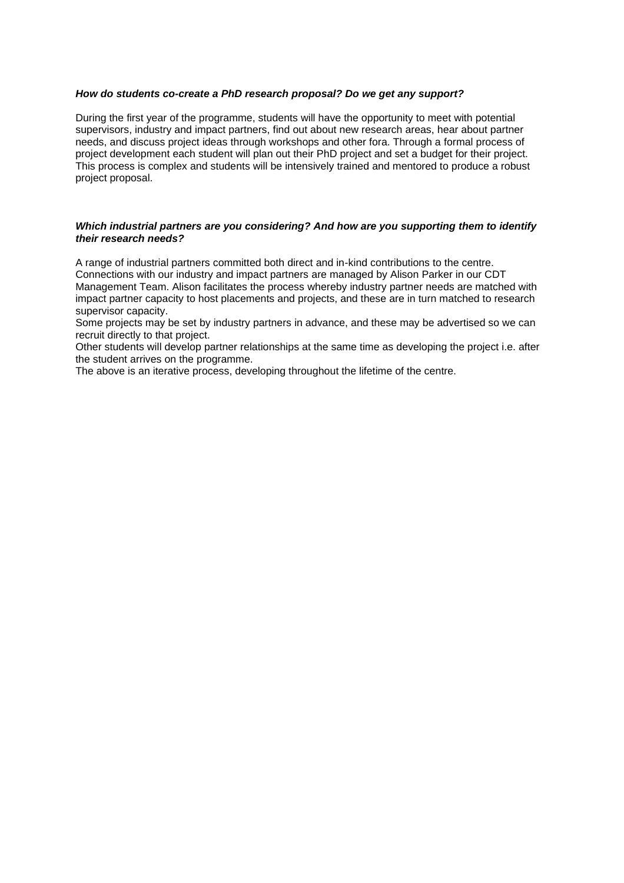***How do students co-create a PhD research proposal? Do we get any support?***

During the first year of the programme, students will have the opportunity to meet with potential supervisors, industry and impact partners, find out about new research areas, hear about partner needs, and discuss project ideas through workshops and other fora. Through a formal process of project development each student will plan out their PhD project and set a budget for their project. This process is complex and students will be intensively trained and mentored to produce a robust project proposal.

***Which industrial partners are you considering? And how are you supporting them to identify their research needs?***

A range of industrial partners committed both direct and in-kind contributions to the centre. Connections with our industry and impact partners are managed by Alison Parker in our CDT Management Team. Alison facilitates the process whereby industry partner needs are matched with impact partner capacity to host placements and projects, and these are in turn matched to research supervisor capacity.

Some projects may be set by industry partners in advance, and these may be advertised so we can recruit directly to that project.

Other students will develop partner relationships at the same time as developing the project i.e. after the student arrives on the programme.

The above is an iterative process, developing throughout the lifetime of the centre.